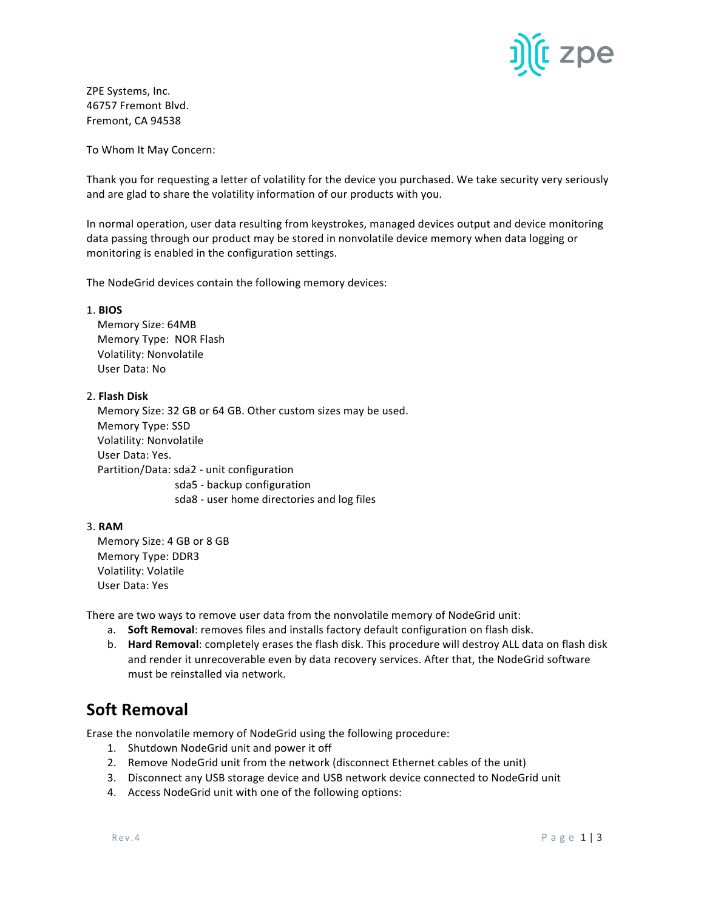ZPE Systems, Inc.
46757 Fremont Blvd.
Fremont, CA 94538

To Whom It May Concern:

Thank you for requesting a letter of volatility for the device you purchased. We take security very seriously and are glad to share the volatility information of our products with you.

In normal operation, user data resulting from keystrokes, managed devices output and device monitoring data passing through our product may be stored in nonvolatile device memory when data logging or monitoring is enabled in the configuration settings.

The NodeGrid devices contain the following memory devices:

1. **BIOS**
   Memory Size: 64MB
   Memory Type: NOR Flash
   Volatility: Nonvolatile
   User Data: No

2. **Flash Disk**
   Memory Size: 32 GB or 64 GB. Other custom sizes may be used.
   Memory Type: SSD
   Volatility: Nonvolatile
   User Data: Yes.
   Partition/Data: sda2 - unit configuration
   sda5 - backup configuration
   sda8 - user home directories and log files

3. **RAM**
   Memory Size: 4 GB or 8 GB
   Memory Type: DDR3
   Volatility: Volatile
   User Data: Yes

There are two ways to remove user data from the nonvolatile memory of NodeGrid unit:

a. **Soft Removal**: removes files and installs factory default configuration on flash disk.
b. **Hard Removal**: completely erases the flash disk. This procedure will destroy ALL data on flash disk and render it unrecoverable even by data recovery services. After that, the NodeGrid software must be reinstalled via network.

## Soft Removal

Erase the nonvolatile memory of NodeGrid using the following procedure:

1. Shutdown NodeGrid unit and power it off
2. Remove NodeGrid unit from the network (disconnect Ethernet cables of the unit)
3. Disconnect any USB storage device and USB network device connected to NodeGrid unit
4. Access NodeGrid unit with one of the following options: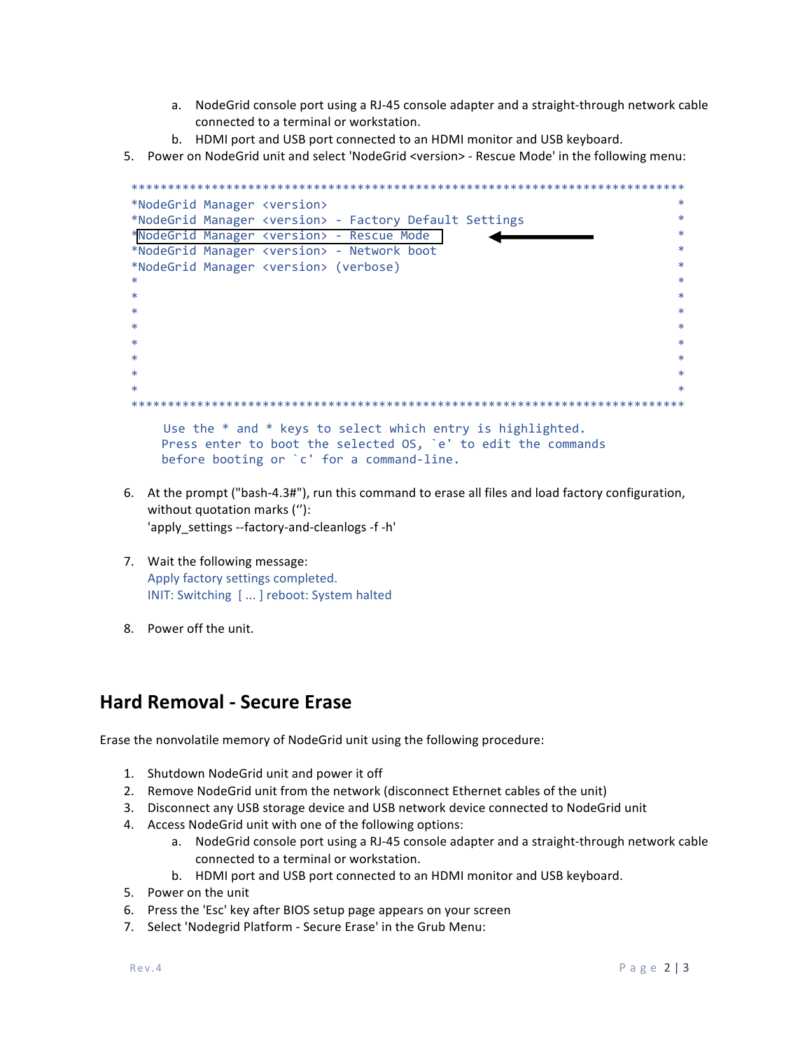a. NodeGrid console port using a RJ-45 console adapter and a straight-through network cable connected to a terminal or workstation.
   b. HDMI port and USB port connected to an HDMI monitor and USB keyboard.

5. Power on NodeGrid unit and select 'NodeGrid <version> - Rescue Mode' in the following menu:

```
******************************************************************************
*NodeGrid Manager <version>                                                  *
*NodeGrid Manager <version> - Factory Default Settings                        *
*NodeGrid Manager <version> - Rescue Mode                                    *
*NodeGrid Manager <version> - Network boot                                   *
*NodeGrid Manager <version> (verbose)                                        *
*                                                                            *
*                                                                            *
*                                                                            *
*                                                                            *
*                                                                            *
*                                                                            *
*                                                                            *
*                                                                            *
******************************************************************************
     Use the * and * keys to select which entry is highlighted.
     Press enter to boot the selected OS, `e' to edit the commands
     before booting or `c' for a command-line.
```

6. At the prompt ("bash-4.3#"), run this command to erase all files and load factory configuration, without quotation marks (''):
   'apply_settings --factory-and-cleanlogs -f -h'

7. Wait the following message:
   Apply factory settings completed.
   INIT: Switching [ ... ] reboot: System halted

8. Power off the unit.

## Hard Removal - Secure Erase

Erase the nonvolatile memory of NodeGrid unit using the following procedure:

1. Shutdown NodeGrid unit and power it off
2. Remove NodeGrid unit from the network (disconnect Ethernet cables of the unit)
3. Disconnect any USB storage device and USB network device connected to NodeGrid unit
4. Access NodeGrid unit with one of the following options:
   a. NodeGrid console port using a RJ-45 console adapter and a straight-through network cable connected to a terminal or workstation.
   b. HDMI port and USB port connected to an HDMI monitor and USB keyboard.
5. Power on the unit
6. Press the 'Esc' key after BIOS setup page appears on your screen
7. Select 'Nodegrid Platform - Secure Erase' in the Grub Menu: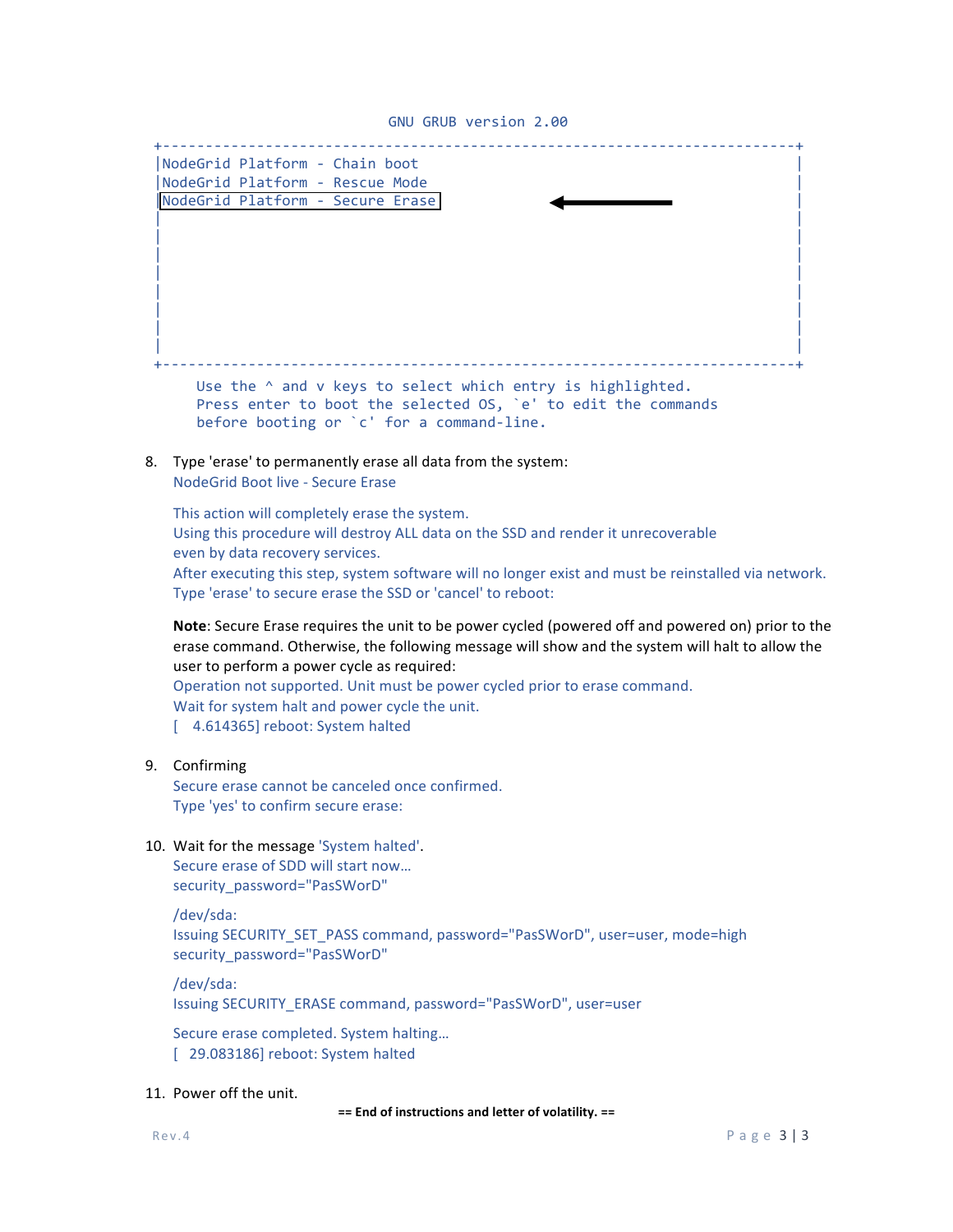```
                      GNU GRUB version 2.00
+--------------------------------------------------------------------------+
|NodeGrid Platform - Chain boot                                            |
|NodeGrid Platform - Rescue Mode                                           |
|NodeGrid Platform - Secure Erase                                          |
|                                                                          |
|                                                                          |
|                                                                          |
|                                                                          |
|                                                                          |
|                                                                          |
|                                                                          |
+--------------------------------------------------------------------------+
     Use the ^ and v keys to select which entry is highlighted.
     Press enter to boot the selected OS, `e' to edit the commands
     before booting or `c' for a command-line.
```

8. Type 'erase' to permanently erase all data from the system:

   NodeGrid Boot live - Secure Erase

   This action will completely erase the system.
   Using this procedure will destroy ALL data on the SSD and render it unrecoverable
   even by data recovery services.
   After executing this step, system software will no longer exist and must be reinstalled via network.
   Type 'erase' to secure erase the SSD or 'cancel' to reboot:

   **Note**: Secure Erase requires the unit to be power cycled (powered off and powered on) prior to the erase command. Otherwise, the following message will show and the system will halt to allow the user to perform a power cycle as required:

   Operation not supported. Unit must be power cycled prior to erase command.
   Wait for system halt and power cycle the unit.
   [ 4.614365] reboot: System halted

9. Confirming

   Secure erase cannot be canceled once confirmed.
   Type 'yes' to confirm secure erase:

10. Wait for the message 'System halted'.

    Secure erase of SDD will start now…
    security_password="PasSWorD"

    /dev/sda:
    Issuing SECURITY_SET_PASS command, password="PasSWorD", user=user, mode=high
    security_password="PasSWorD"

    /dev/sda:
    Issuing SECURITY_ERASE command, password="PasSWorD", user=user

    Secure erase completed. System halting…
    [ 29.083186] reboot: System halted

11. Power off the unit.

**== End of instructions and letter of volatility. ==**